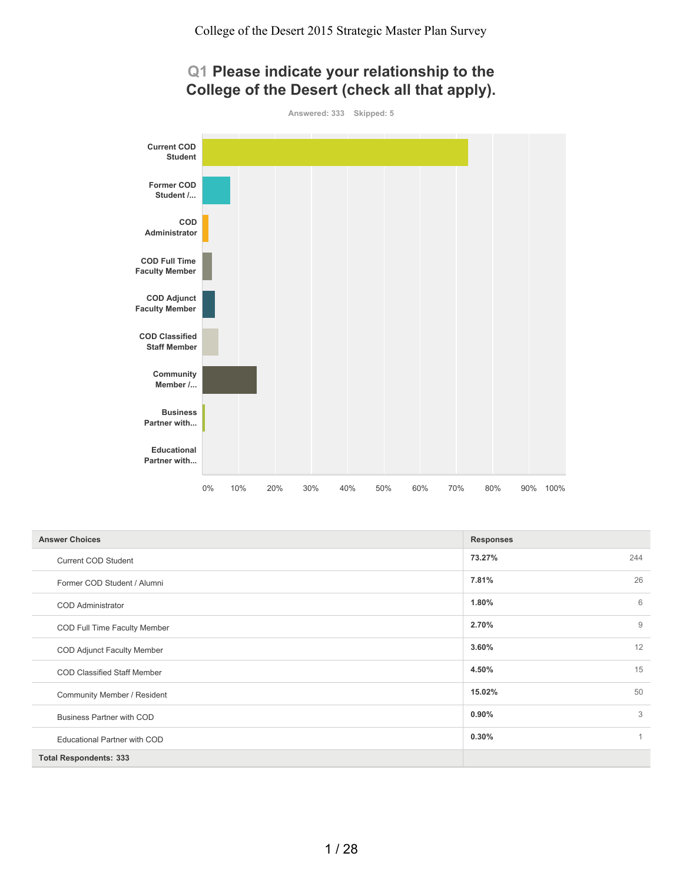# Q1 Please indicate your relationship to the College of the Desert (check all that apply).

Answered: 333 Skipped: 5

| Answer Choices | Responses | |
|---|---|---|
| Current COD Student | 73.27% | 244 |
| Former COD Student / Alumni | 7.81% | 26 |
| COD Administrator | 1.80% | 6 |
| COD Full Time Faculty Member | 2.70% | 9 |
| COD Adjunct Faculty Member | 3.60% | 12 |
| COD Classified Staff Member | 4.50% | 15 |
| Community Member / Resident | 15.02% | 50 |
| Business Partner with COD | 0.90% | 3 |
| Educational Partner with COD | 0.30% | 1 |
| **Total Respondents: 333** | | |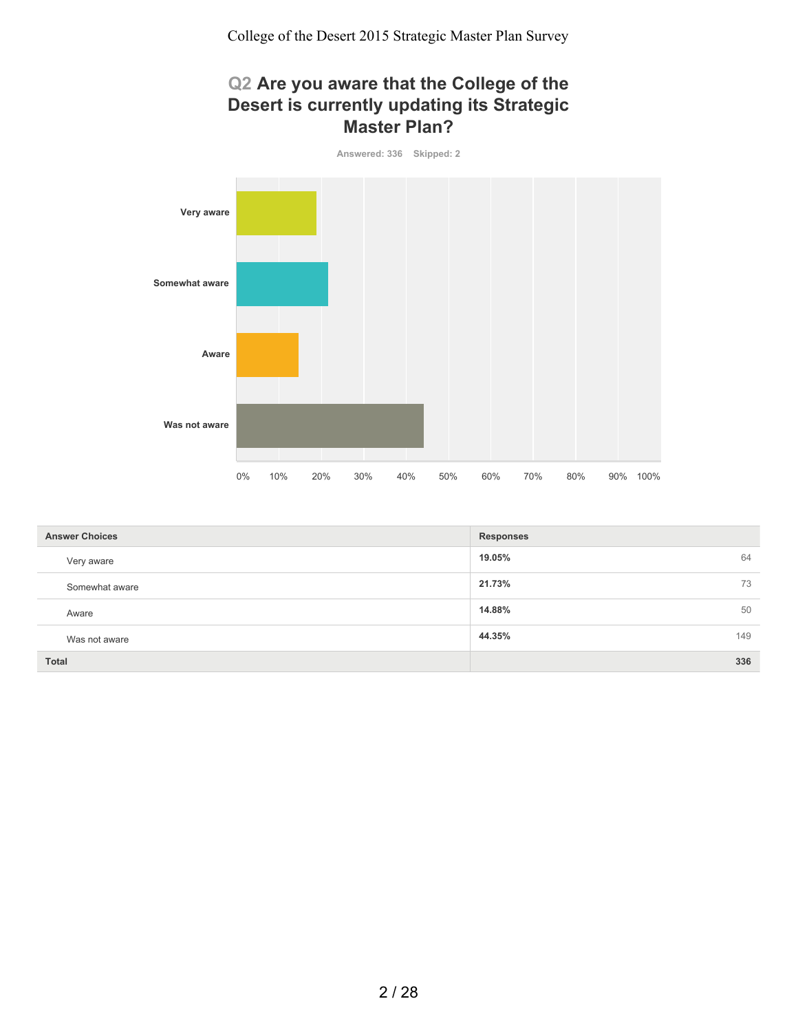## Q2 Are you aware that the College of the Desert is currently updating its Strategic Master Plan?

Answered: 336 Skipped: 2

| Answer Choices | Responses | |
|---|---|---|
| Very aware | **19.05%** | 64 |
| Somewhat aware | **21.73%** | 73 |
| Aware | **14.88%** | 50 |
| Was not aware | **44.35%** | 149 |
| **Total** | | **336** |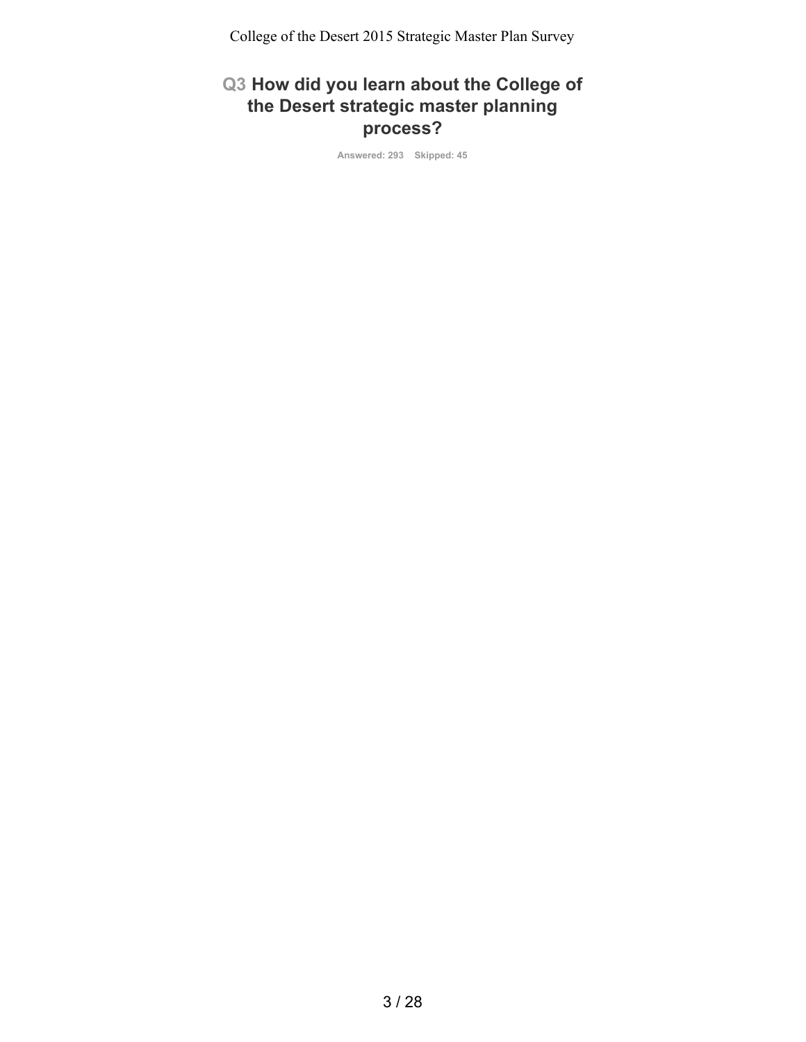## Q3 How did you learn about the College of the Desert strategic master planning process?

Answered: 293 Skipped: 45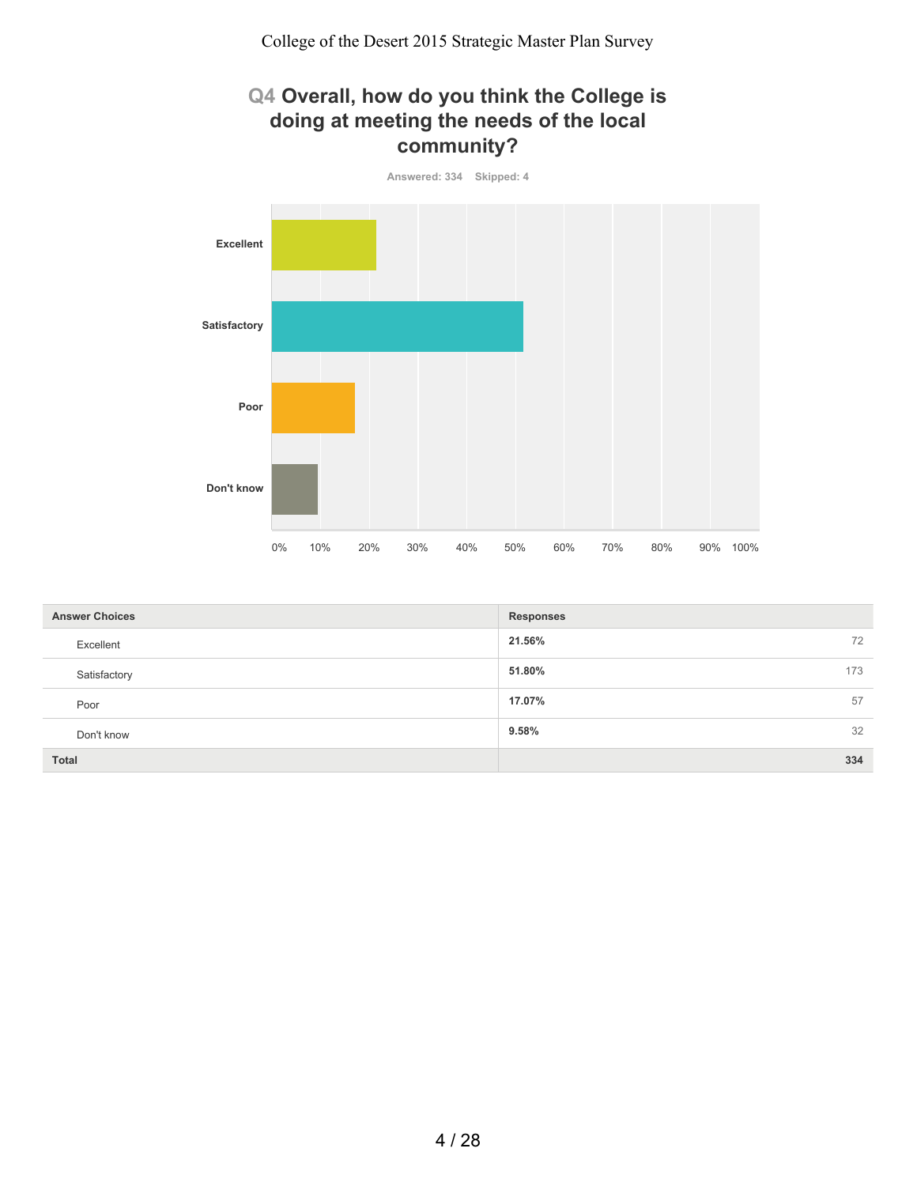## Q4 Overall, how do you think the College is doing at meeting the needs of the local community?

Answered: 334 Skipped: 4

| Answer Choices | Responses | |
|---|---|---|
| Excellent | 21.56% | 72 |
| Satisfactory | 51.80% | 173 |
| Poor | 17.07% | 57 |
| Don't know | 9.58% | 32 |
| **Total** | | **334** |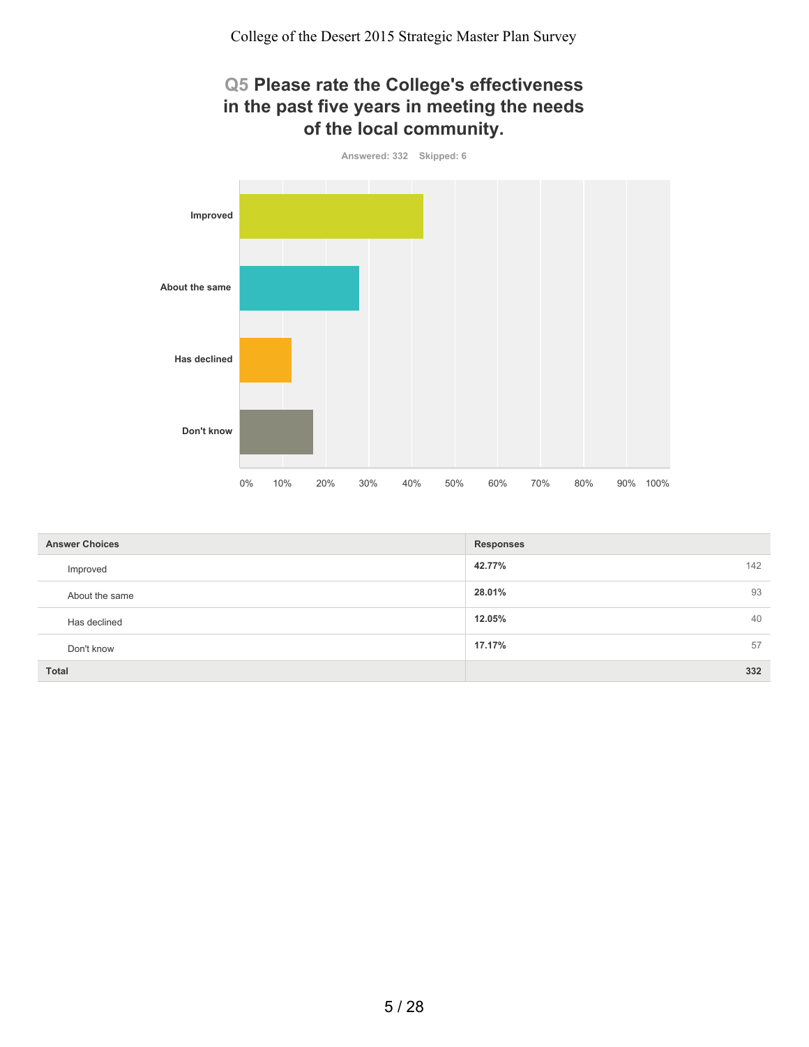## Q5 Please rate the College's effectiveness in the past five years in meeting the needs of the local community.

Answered: 332 Skipped: 6

| Answer Choices | Responses | |
|---|---|---|
| Improved | 42.77% | 142 |
| About the same | 28.01% | 93 |
| Has declined | 12.05% | 40 |
| Don't know | 17.17% | 57 |
| **Total** | | **332** |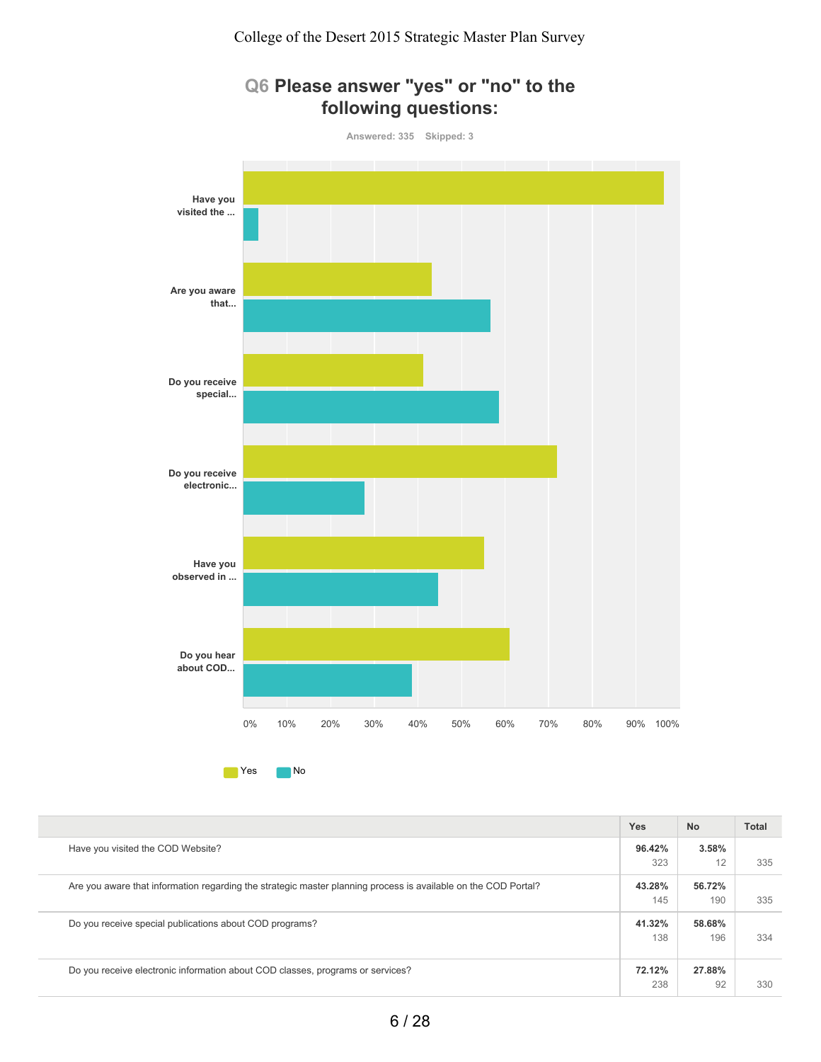# Q6 Please answer "yes" or "no" to the following questions:

Answered: 335 Skipped: 3

Have you visited the ...

Are you aware that...

Do you receive special...

Do you receive electronic...

Have you observed in ...

Do you hear about COD...

0% 10% 20% 30% 40% 50% 60% 70% 80% 90% 100%

Yes No

| | Yes | No | Total |
|---|---|---|---|
| Have you visited the COD Website? | **96.42%** 323 | **3.58%** 12 | 335 |
| Are you aware that information regarding the strategic master planning process is available on the COD Portal? | **43.28%** 145 | **56.72%** 190 | 335 |
| Do you receive special publications about COD programs? | **41.32%** 138 | **58.68%** 196 | 334 |
| Do you receive electronic information about COD classes, programs or services? | **72.12%** 238 | **27.88%** 92 | 330 |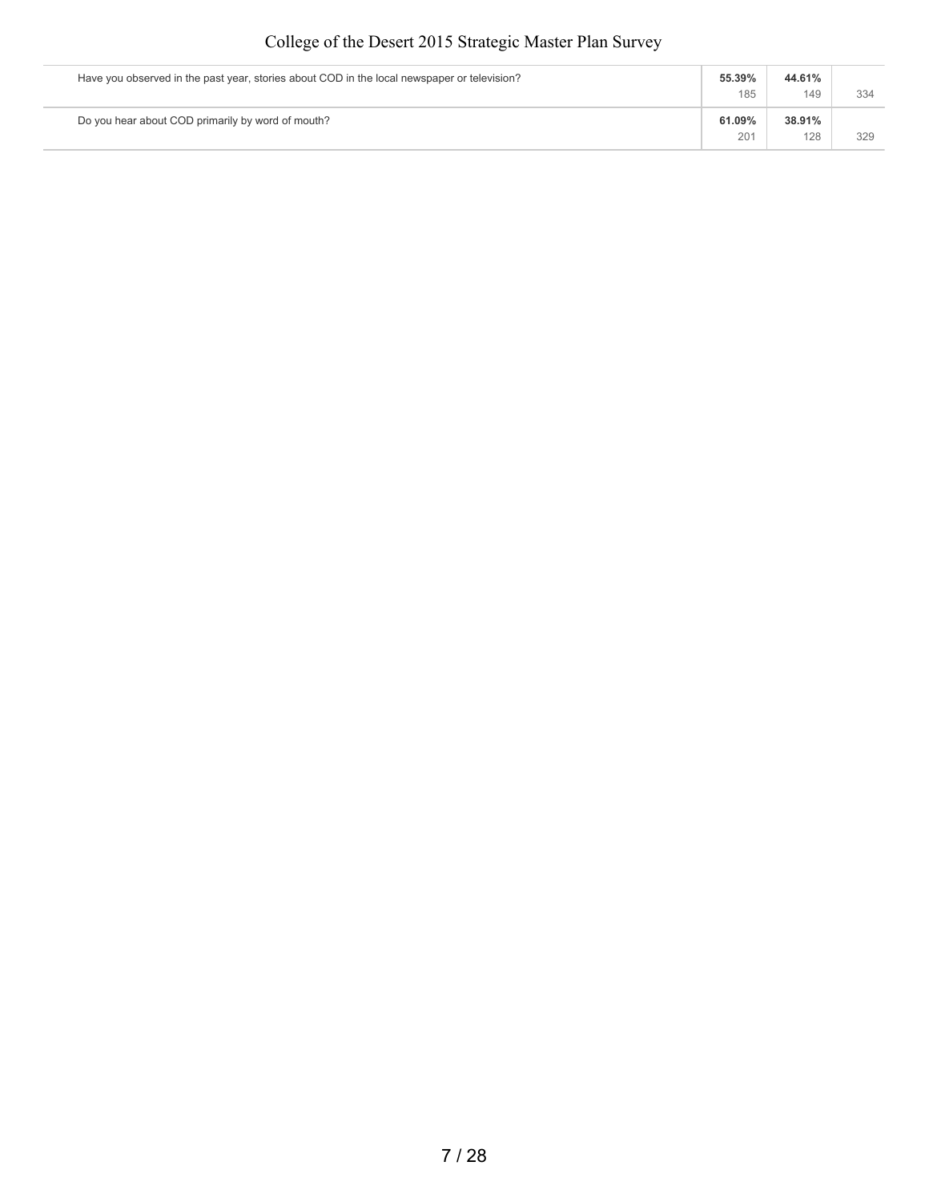| | | | |
|---|---|---|---|
| Have you observed in the past year, stories about COD in the local newspaper or television? | **55.39%**<br>185 | **44.61%**<br>149 | 334 |
| Do you hear about COD primarily by word of mouth? | **61.09%**<br>201 | **38.91%**<br>128 | 329 |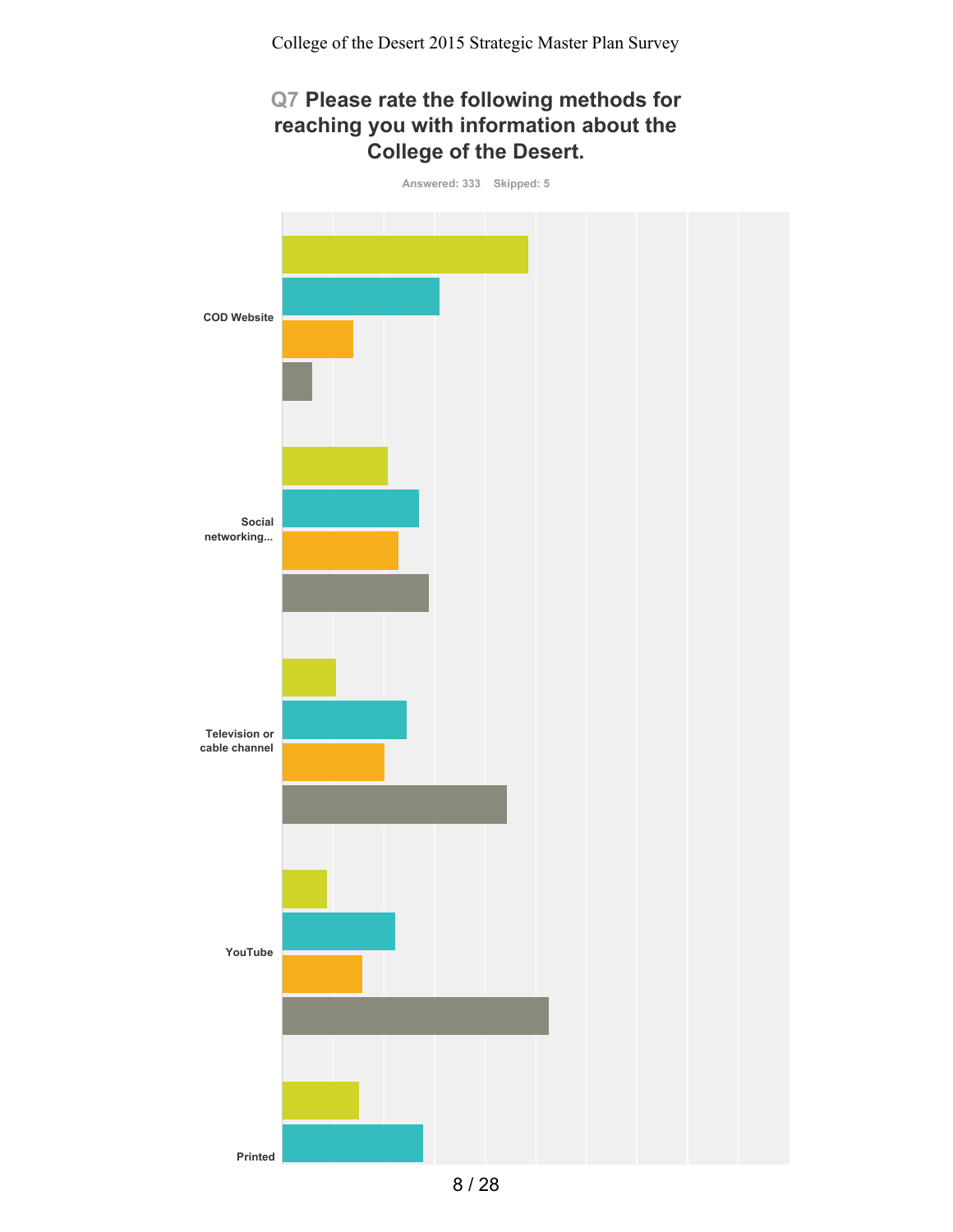## Q7 Please rate the following methods for reaching you with information about the College of the Desert.

Answered: 333 Skipped: 5

COD Website

Social networking...

Television or cable channel

YouTube

Printed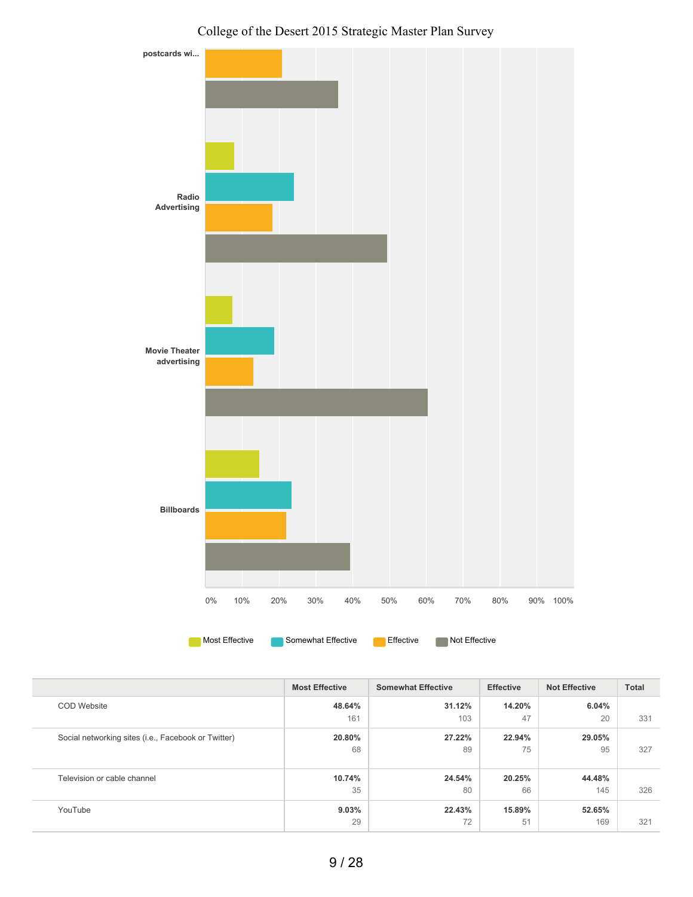College of the Desert 2015 Strategic Master Plan Survey

postcards wi...

Radio Advertising

Movie Theater advertising

Billboards

0% 10% 20% 30% 40% 50% 60% 70% 80% 90% 100%

Most Effective | Somewhat Effective | Effective | Not Effective

| | Most Effective | Somewhat Effective | Effective | Not Effective | Total |
|---|---|---|---|---|---|
| COD Website | **48.64%** 161 | **31.12%** 103 | **14.20%** 47 | **6.04%** 20 | 331 |
| Social networking sites (i.e., Facebook or Twitter) | **20.80%** 68 | **27.22%** 89 | **22.94%** 75 | **29.05%** 95 | 327 |
| Television or cable channel | **10.74%** 35 | **24.54%** 80 | **20.25%** 66 | **44.48%** 145 | 326 |
| YouTube | **9.03%** 29 | **22.43%** 72 | **15.89%** 51 | **52.65%** 169 | 321 |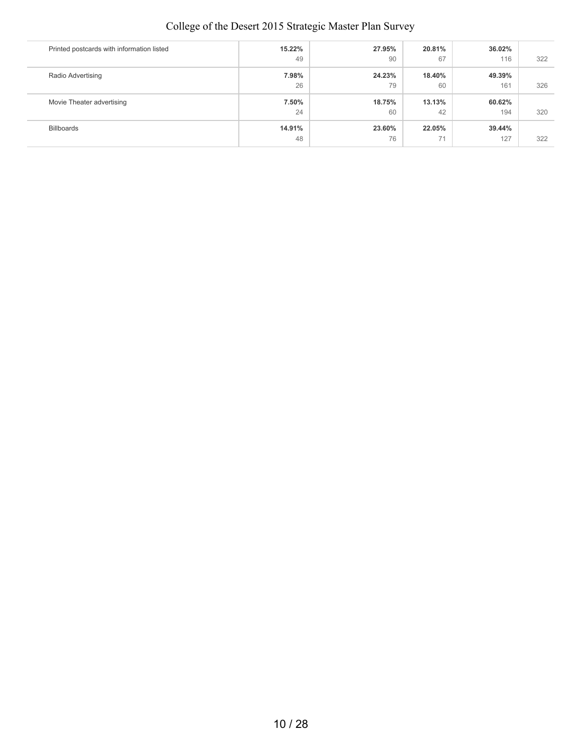| | | | | | |
|---|---|---|---|---|---|
| Printed postcards with information listed | **15.22%**<br>49 | **27.95%**<br>90 | **20.81%**<br>67 | **36.02%**<br>116 | 322 |
| Radio Advertising | **7.98%**<br>26 | **24.23%**<br>79 | **18.40%**<br>60 | **49.39%**<br>161 | 326 |
| Movie Theater advertising | **7.50%**<br>24 | **18.75%**<br>60 | **13.13%**<br>42 | **60.62%**<br>194 | 320 |
| Billboards | **14.91%**<br>48 | **23.60%**<br>76 | **22.05%**<br>71 | **39.44%**<br>127 | 322 |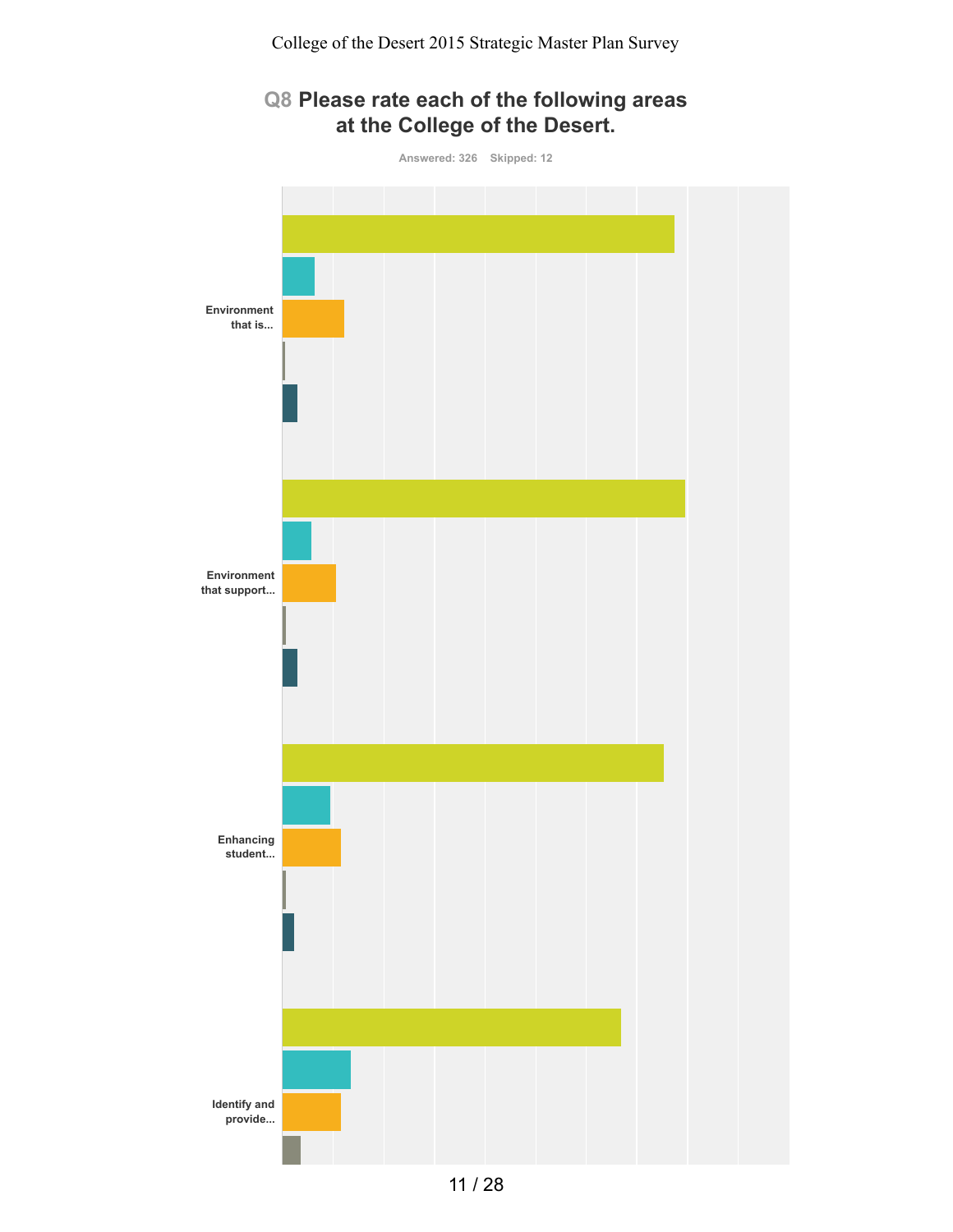College of the Desert 2015 Strategic Master Plan Survey

## Q8 Please rate each of the following areas at the College of the Desert.

Answered: 326 Skipped: 12

Environment that is...

Environment that support...

Enhancing student...

Identify and provide...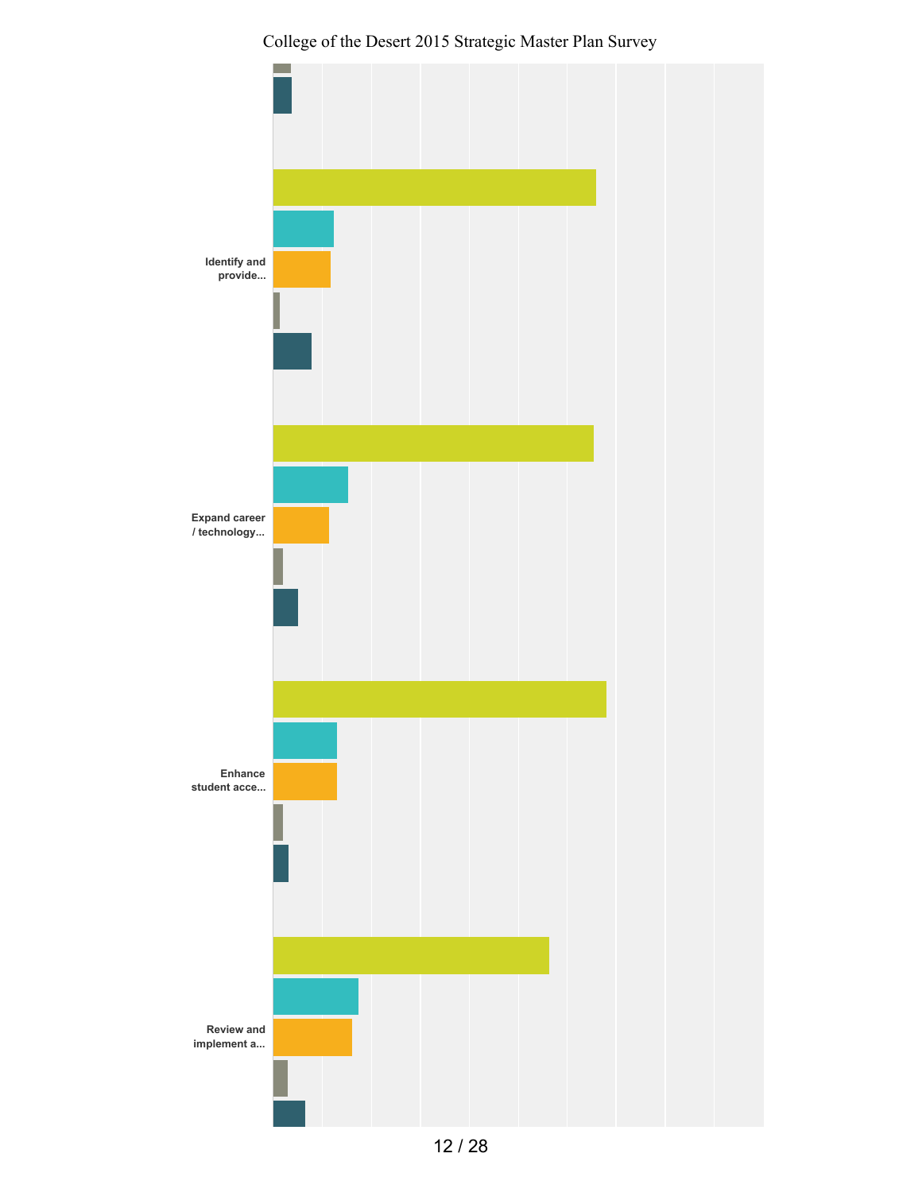Identify and provide...

Expand career / technology...

Enhance student acce...

Review and implement a...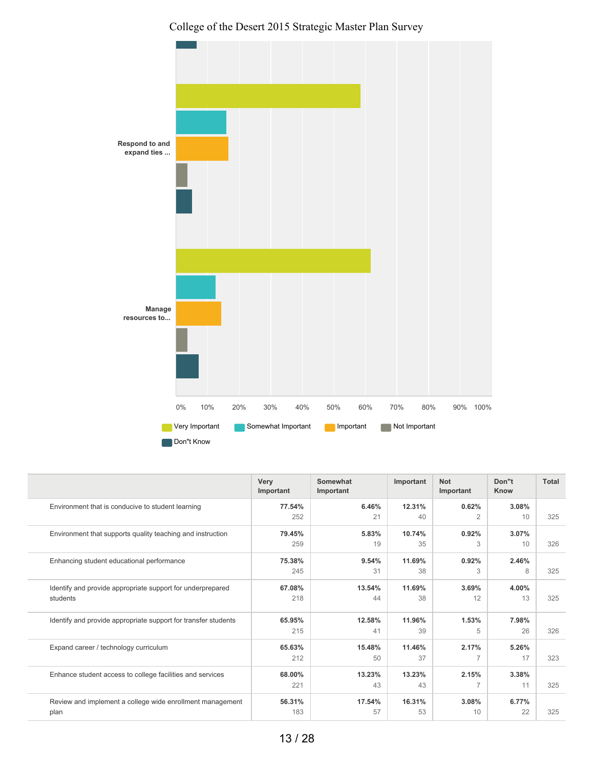# College of the Desert 2015 Strategic Master Plan Survey

Respond to and expand ties ...

Manage resources to...

0% 10% 20% 30% 40% 50% 60% 70% 80% 90% 100%

Very Important | Somewhat Important | Important | Not Important | Don"t Know

| | Very Important | Somewhat Important | Important | Not Important | Don"t Know | Total |
|---|---|---|---|---|---|---|
| Environment that is conducive to student learning | **77.54%** 252 | **6.46%** 21 | **12.31%** 40 | **0.62%** 2 | **3.08%** 10 | 325 |
| Environment that supports quality teaching and instruction | **79.45%** 259 | **5.83%** 19 | **10.74%** 35 | **0.92%** 3 | **3.07%** 10 | 326 |
| Enhancing student educational performance | **75.38%** 245 | **9.54%** 31 | **11.69%** 38 | **0.92%** 3 | **2.46%** 8 | 325 |
| Identify and provide appropriate support for underprepared students | **67.08%** 218 | **13.54%** 44 | **11.69%** 38 | **3.69%** 12 | **4.00%** 13 | 325 |
| Identify and provide appropriate support for transfer students | **65.95%** 215 | **12.58%** 41 | **11.96%** 39 | **1.53%** 5 | **7.98%** 26 | 326 |
| Expand career / technology curriculum | **65.63%** 212 | **15.48%** 50 | **11.46%** 37 | **2.17%** 7 | **5.26%** 17 | 323 |
| Enhance student access to college facilities and services | **68.00%** 221 | **13.23%** 43 | **13.23%** 43 | **2.15%** 7 | **3.38%** 11 | 325 |
| Review and implement a college wide enrollment management plan | **56.31%** 183 | **17.54%** 57 | **16.31%** 53 | **3.08%** 10 | **6.77%** 22 | 325 |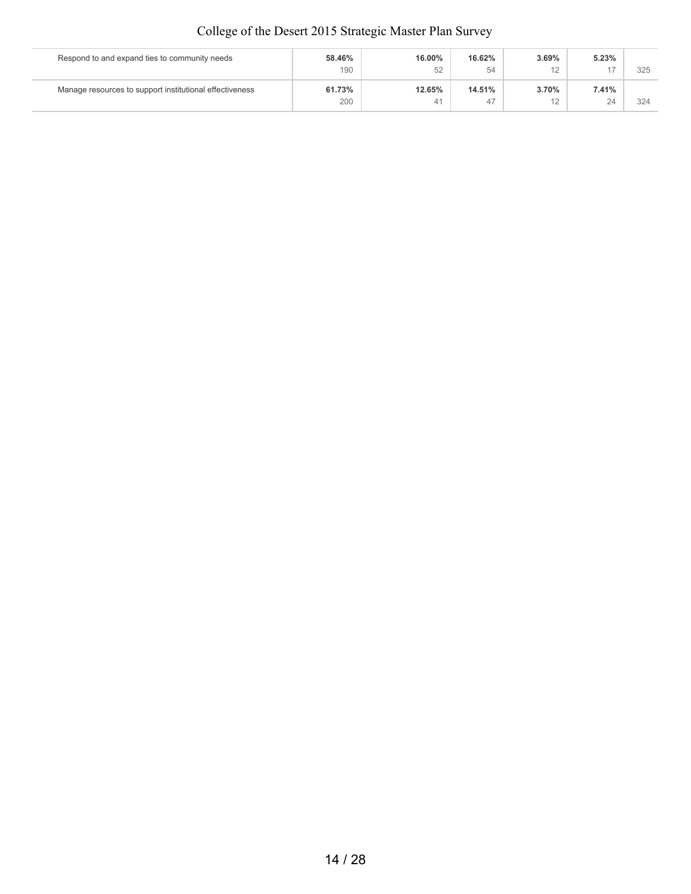| | | | | | | |
|---|---|---|---|---|---|---|
| Respond to and expand ties to community needs | **58.46%**<br>190 | **16.00%**<br>52 | **16.62%**<br>54 | **3.69%**<br>12 | **5.23%**<br>17 | 325 |
| Manage resources to support institutional effectiveness | **61.73%**<br>200 | **12.65%**<br>41 | **14.51%**<br>47 | **3.70%**<br>12 | **7.41%**<br>24 | 324 |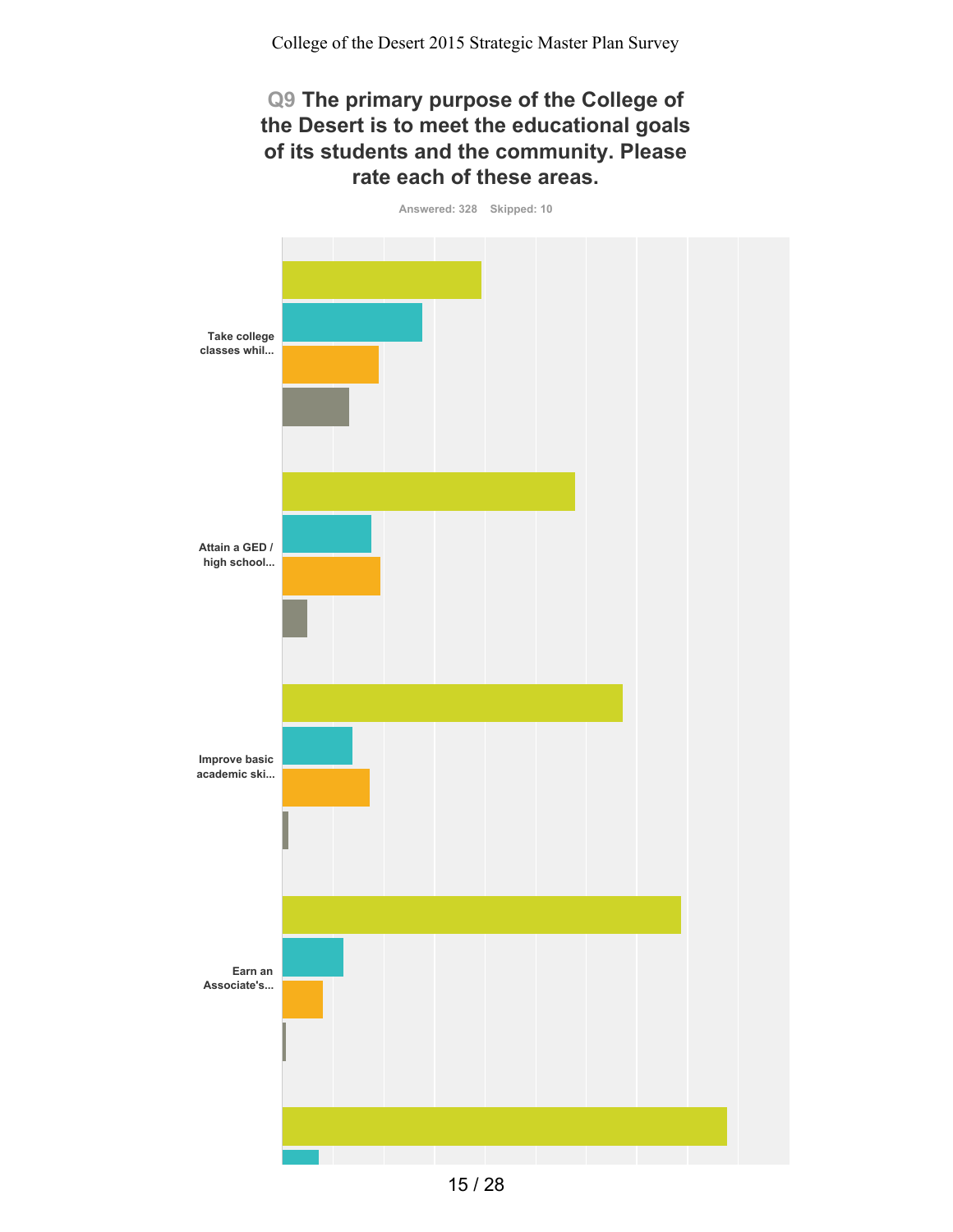College of the Desert 2015 Strategic Master Plan Survey

## Q9 The primary purpose of the College of the Desert is to meet the educational goals of its students and the community. Please rate each of these areas.

Answered: 328 Skipped: 10

Take college classes whil...

Attain a GED / high school...

Improve basic academic ski...

Earn an Associate's...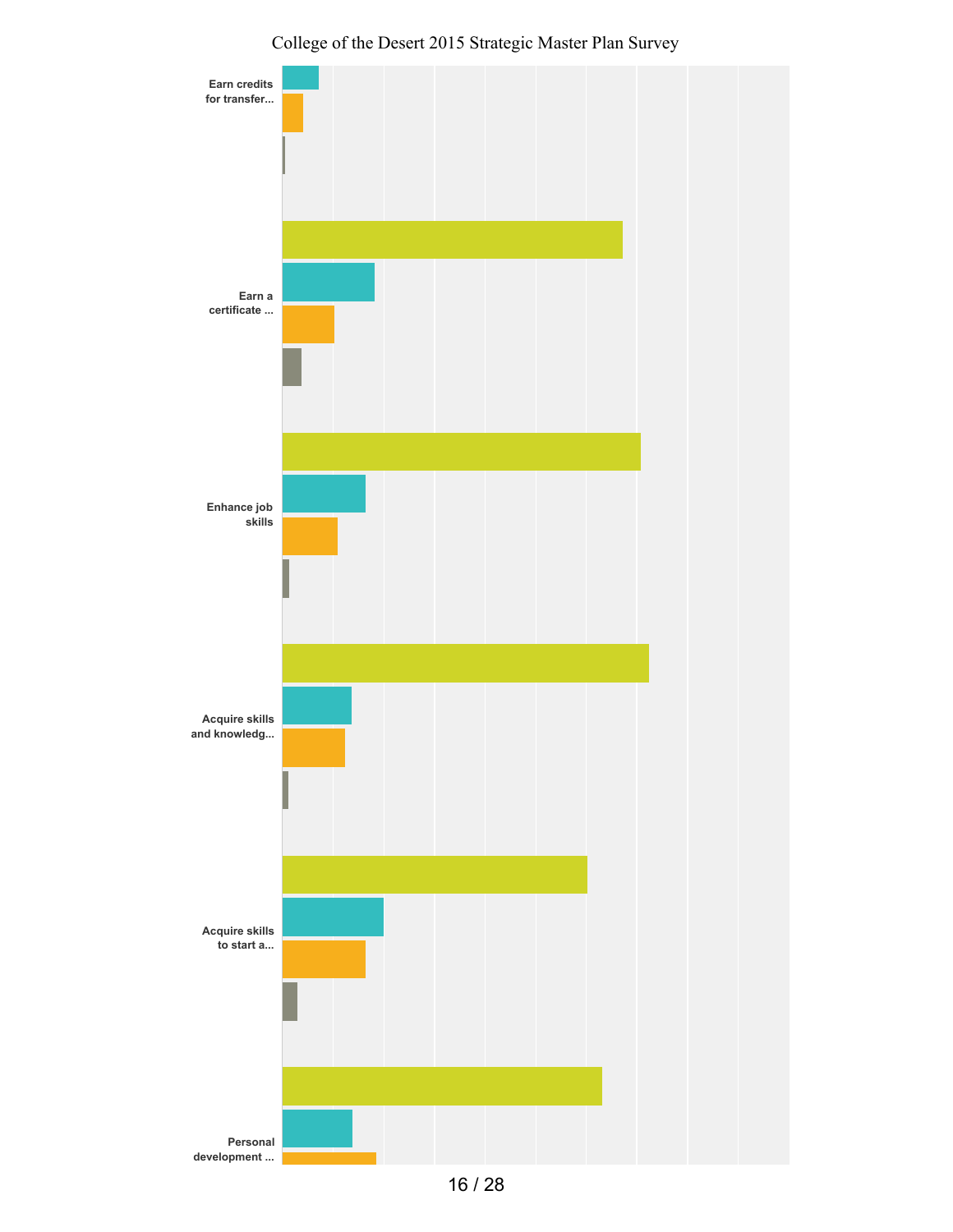College of the Desert 2015 Strategic Master Plan Survey

Earn credits for transfer...

Earn a certificate ...

Enhance job skills

Acquire skills and knowledg...

Acquire skills to start a...

Personal development ...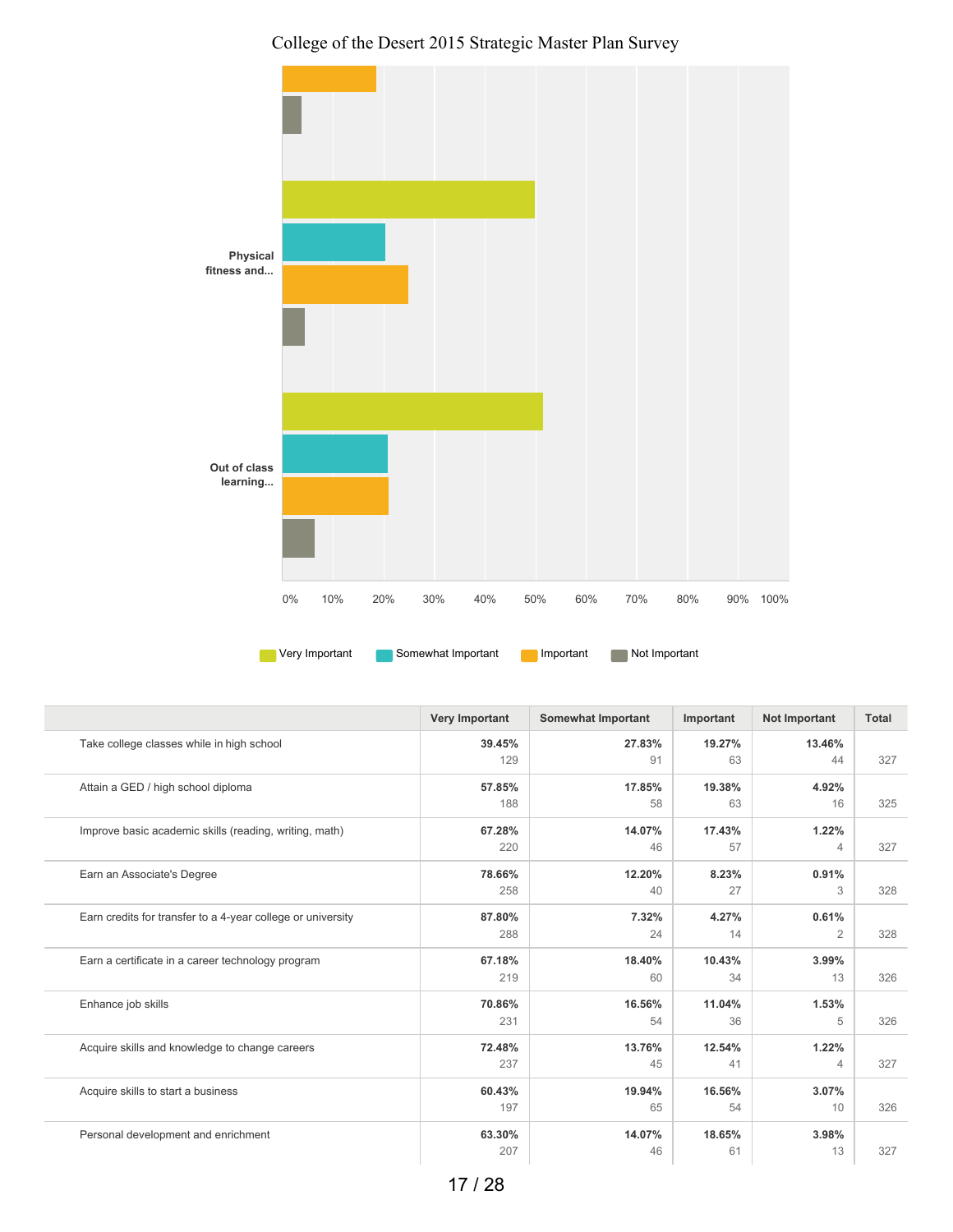College of the Desert 2015 Strategic Master Plan Survey

Physical fitness and...

Out of class learning...

0% 10% 20% 30% 40% 50% 60% 70% 80% 90% 100%

Very Important | Somewhat Important | Important | Not Important

| | Very Important | Somewhat Important | Important | Not Important | Total |
|---|---|---|---|---|---|
| Take college classes while in high school | **39.45%** 129 | **27.83%** 91 | **19.27%** 63 | **13.46%** 44 | 327 |
| Attain a GED / high school diploma | **57.85%** 188 | **17.85%** 58 | **19.38%** 63 | **4.92%** 16 | 325 |
| Improve basic academic skills (reading, writing, math) | **67.28%** 220 | **14.07%** 46 | **17.43%** 57 | **1.22%** 4 | 327 |
| Earn an Associate's Degree | **78.66%** 258 | **12.20%** 40 | **8.23%** 27 | **0.91%** 3 | 328 |
| Earn credits for transfer to a 4-year college or university | **87.80%** 288 | **7.32%** 24 | **4.27%** 14 | **0.61%** 2 | 328 |
| Earn a certificate in a career technology program | **67.18%** 219 | **18.40%** 60 | **10.43%** 34 | **3.99%** 13 | 326 |
| Enhance job skills | **70.86%** 231 | **16.56%** 54 | **11.04%** 36 | **1.53%** 5 | 326 |
| Acquire skills and knowledge to change careers | **72.48%** 237 | **13.76%** 45 | **12.54%** 41 | **1.22%** 4 | 327 |
| Acquire skills to start a business | **60.43%** 197 | **19.94%** 65 | **16.56%** 54 | **3.07%** 10 | 326 |
| Personal development and enrichment | **63.30%** 207 | **14.07%** 46 | **18.65%** 61 | **3.98%** 13 | 327 |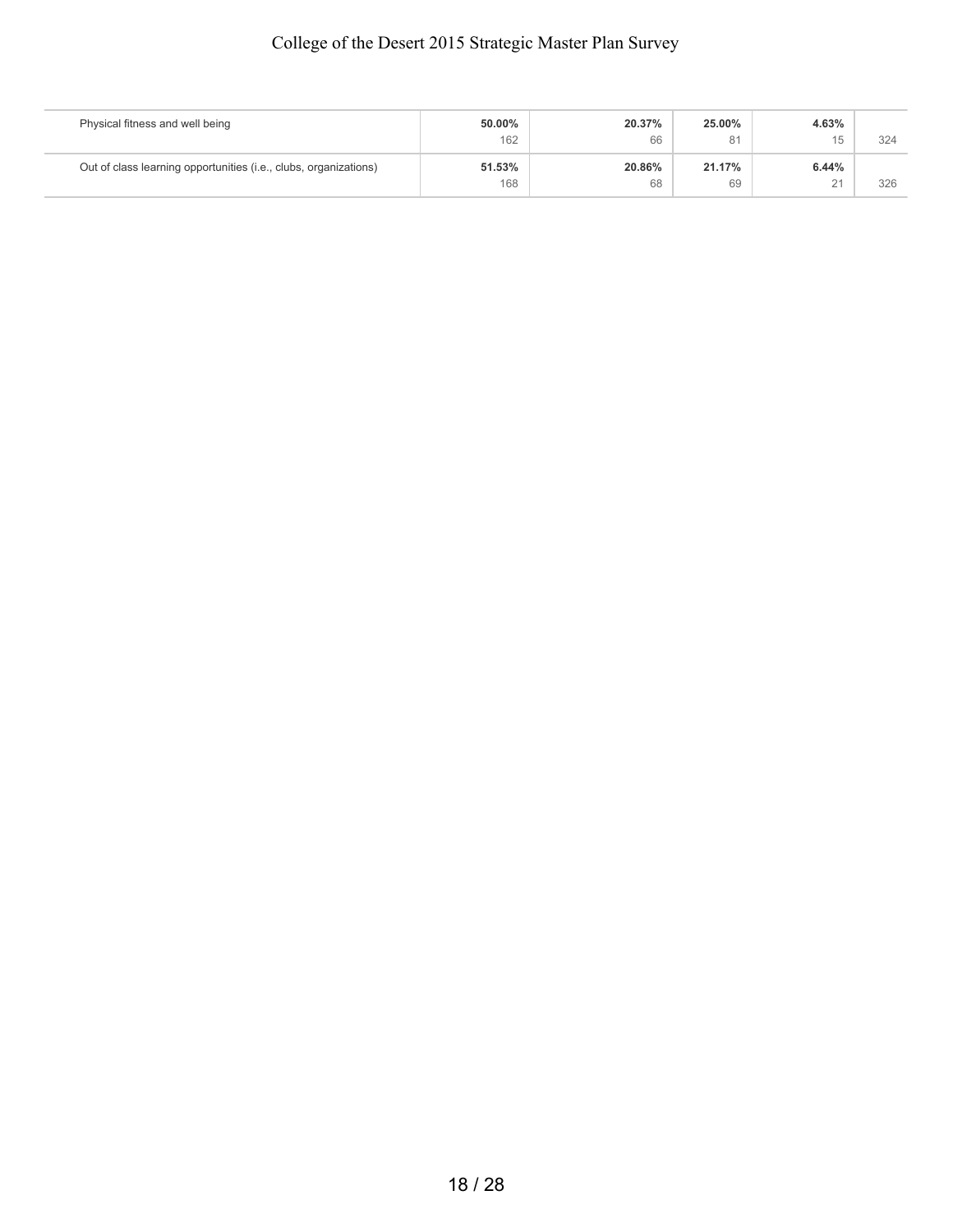| | | | | | |
|---|---|---|---|---|---|
| Physical fitness and well being | **50.00%**<br>162 | **20.37%**<br>66 | **25.00%**<br>81 | **4.63%**<br>15 | 324 |
| Out of class learning opportunities (i.e., clubs, organizations) | **51.53%**<br>168 | **20.86%**<br>68 | **21.17%**<br>69 | **6.44%**<br>21 | 326 |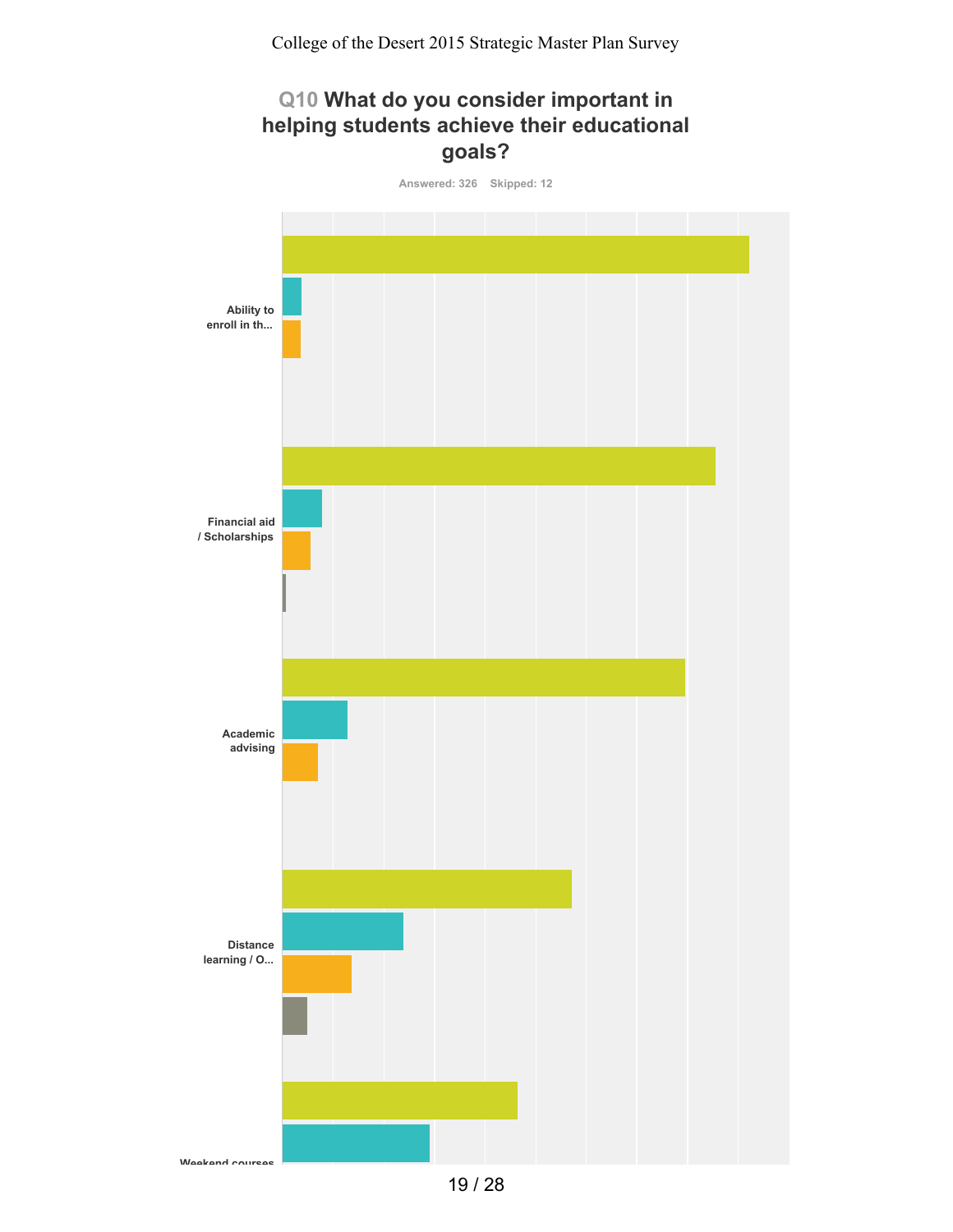College of the Desert 2015 Strategic Master Plan Survey

## Q10 What do you consider important in helping students achieve their educational goals?

Answered: 326 Skipped: 12

Ability to enroll in th...

Financial aid / Scholarships

Academic advising

Distance learning / O...

Weekend courses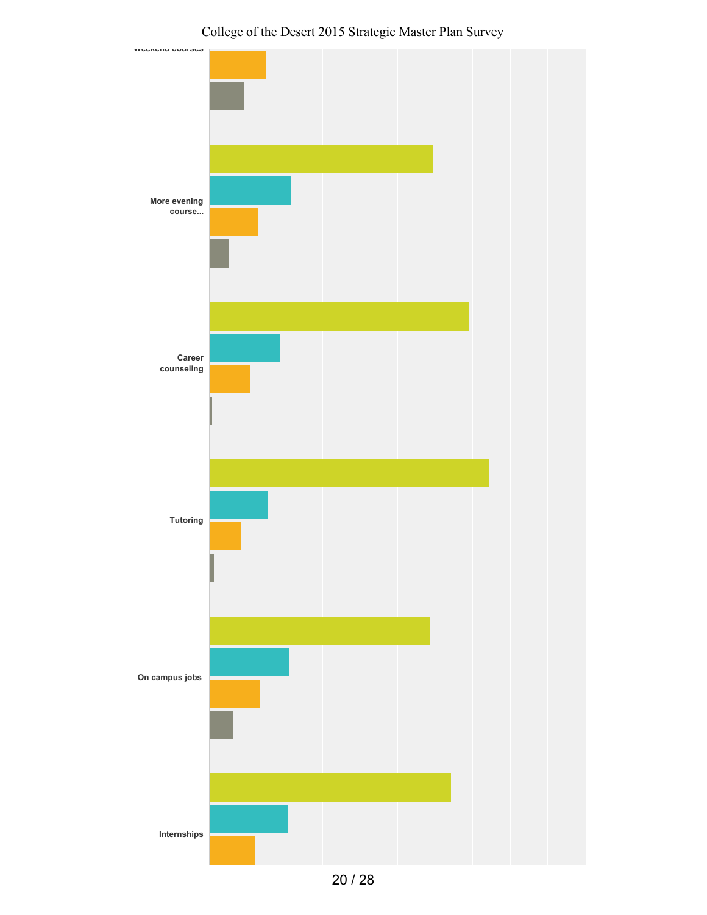Weekend courses

More evening course...

Career counseling

Tutoring

On campus jobs

Internships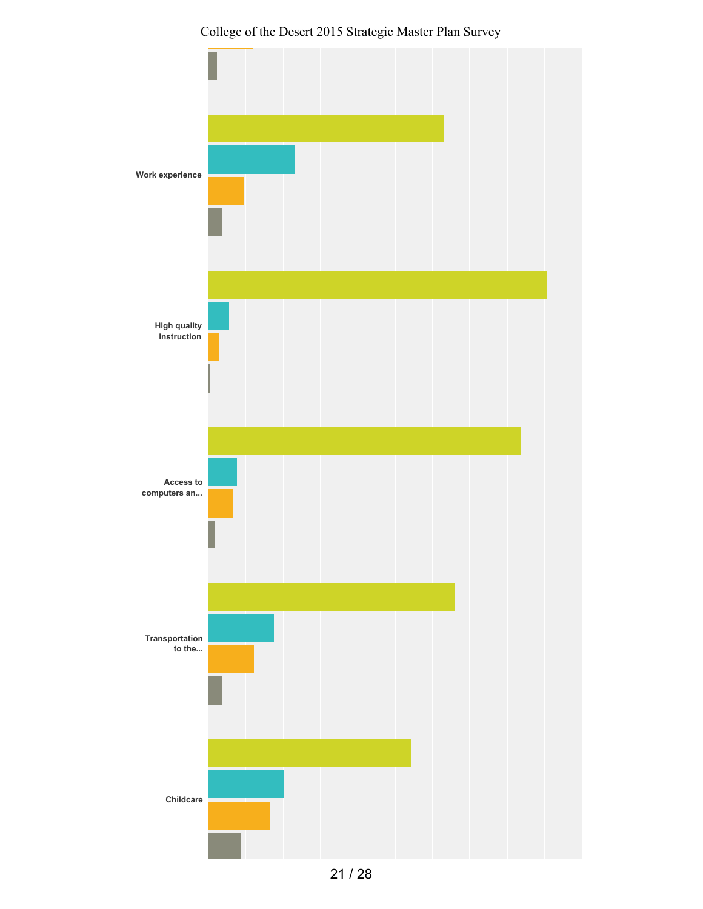Work experience

High quality instruction

Access to computers an...

Transportation to the...

Childcare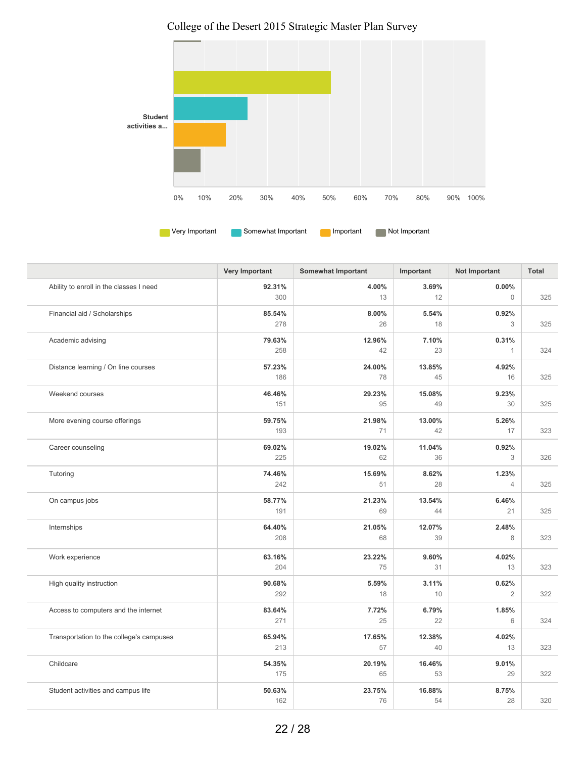College of the Desert 2015 Strategic Master Plan Survey

Student activities a...

0% 10% 20% 30% 40% 50% 60% 70% 80% 90% 100%

Very Important   Somewhat Important   Important   Not Important

| | Very Important | Somewhat Important | Important | Not Important | Total |
|---|---|---|---|---|---|
| Ability to enroll in the classes I need | 92.31%<br>300 | 4.00%<br>13 | 3.69%<br>12 | 0.00%<br>0 | 325 |
| Financial aid / Scholarships | 85.54%<br>278 | 8.00%<br>26 | 5.54%<br>18 | 0.92%<br>3 | 325 |
| Academic advising | 79.63%<br>258 | 12.96%<br>42 | 7.10%<br>23 | 0.31%<br>1 | 324 |
| Distance learning / On line courses | 57.23%<br>186 | 24.00%<br>78 | 13.85%<br>45 | 4.92%<br>16 | 325 |
| Weekend courses | 46.46%<br>151 | 29.23%<br>95 | 15.08%<br>49 | 9.23%<br>30 | 325 |
| More evening course offerings | 59.75%<br>193 | 21.98%<br>71 | 13.00%<br>42 | 5.26%<br>17 | 323 |
| Career counseling | 69.02%<br>225 | 19.02%<br>62 | 11.04%<br>36 | 0.92%<br>3 | 326 |
| Tutoring | 74.46%<br>242 | 15.69%<br>51 | 8.62%<br>28 | 1.23%<br>4 | 325 |
| On campus jobs | 58.77%<br>191 | 21.23%<br>69 | 13.54%<br>44 | 6.46%<br>21 | 325 |
| Internships | 64.40%<br>208 | 21.05%<br>68 | 12.07%<br>39 | 2.48%<br>8 | 323 |
| Work experience | 63.16%<br>204 | 23.22%<br>75 | 9.60%<br>31 | 4.02%<br>13 | 323 |
| High quality instruction | 90.68%<br>292 | 5.59%<br>18 | 3.11%<br>10 | 0.62%<br>2 | 322 |
| Access to computers and the internet | 83.64%<br>271 | 7.72%<br>25 | 6.79%<br>22 | 1.85%<br>6 | 324 |
| Transportation to the college's campuses | 65.94%<br>213 | 17.65%<br>57 | 12.38%<br>40 | 4.02%<br>13 | 323 |
| Childcare | 54.35%<br>175 | 20.19%<br>65 | 16.46%<br>53 | 9.01%<br>29 | 322 |
| Student activities and campus life | 50.63%<br>162 | 23.75%<br>76 | 16.88%<br>54 | 8.75%<br>28 | 320 |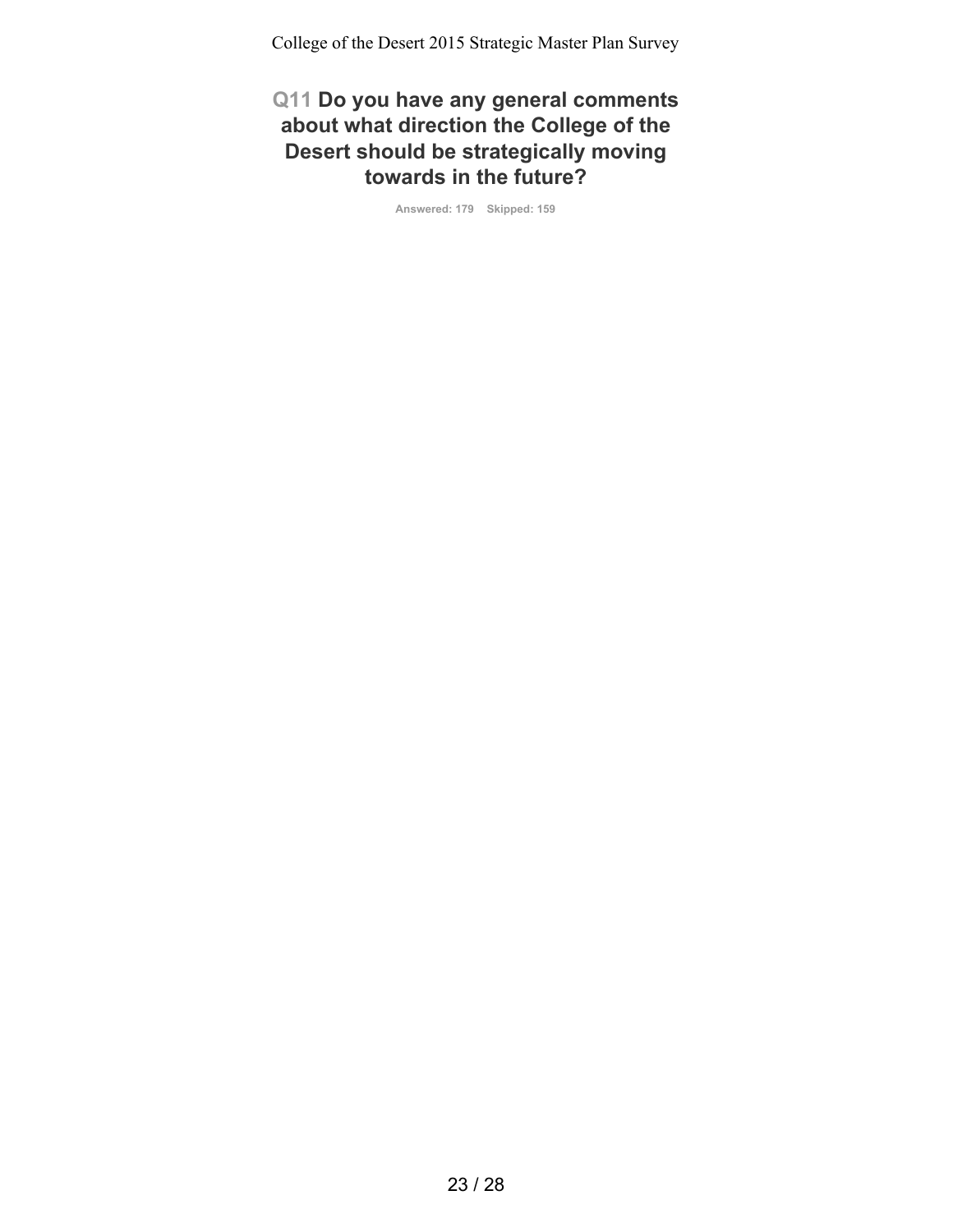## Q11 Do you have any general comments about what direction the College of the Desert should be strategically moving towards in the future?

Answered: 179 Skipped: 159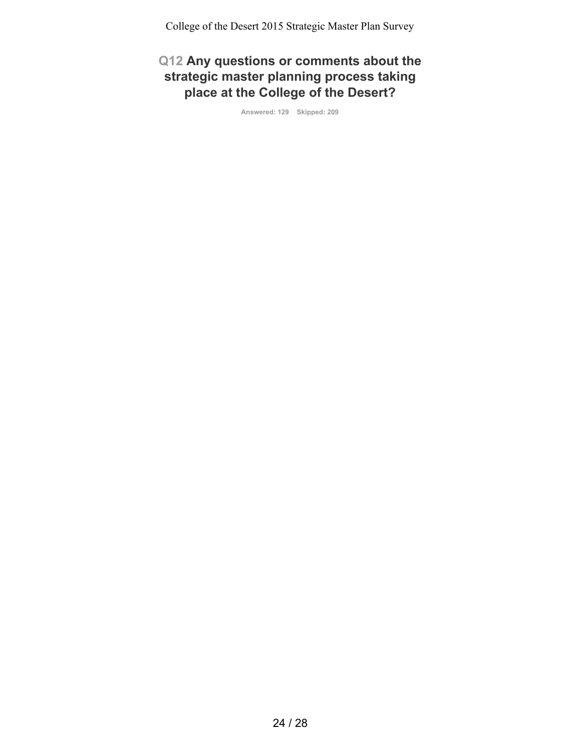## Q12 Any questions or comments about the strategic master planning process taking place at the College of the Desert?

Answered: 129 Skipped: 209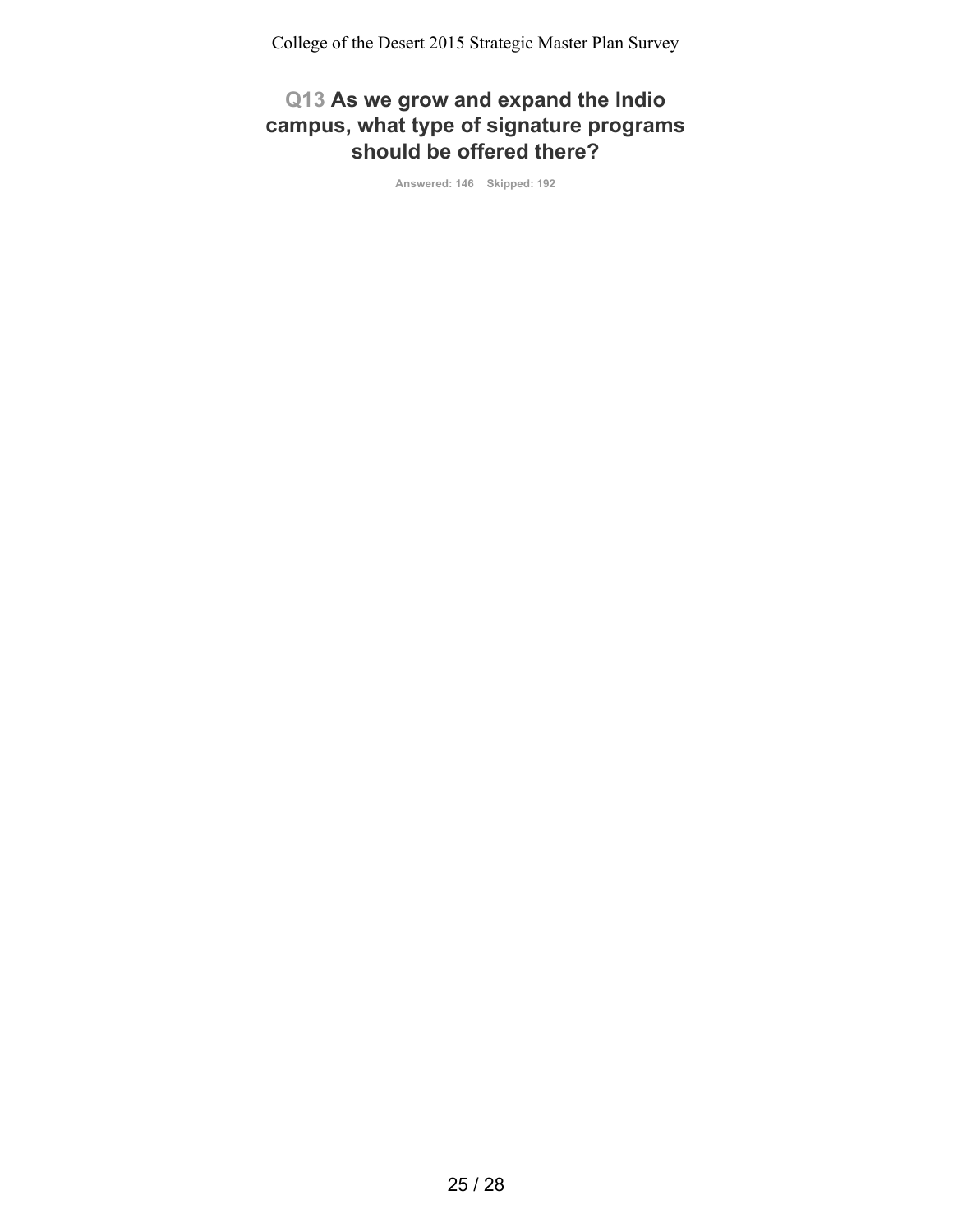## Q13 As we grow and expand the Indio campus, what type of signature programs should be offered there?

Answered: 146 Skipped: 192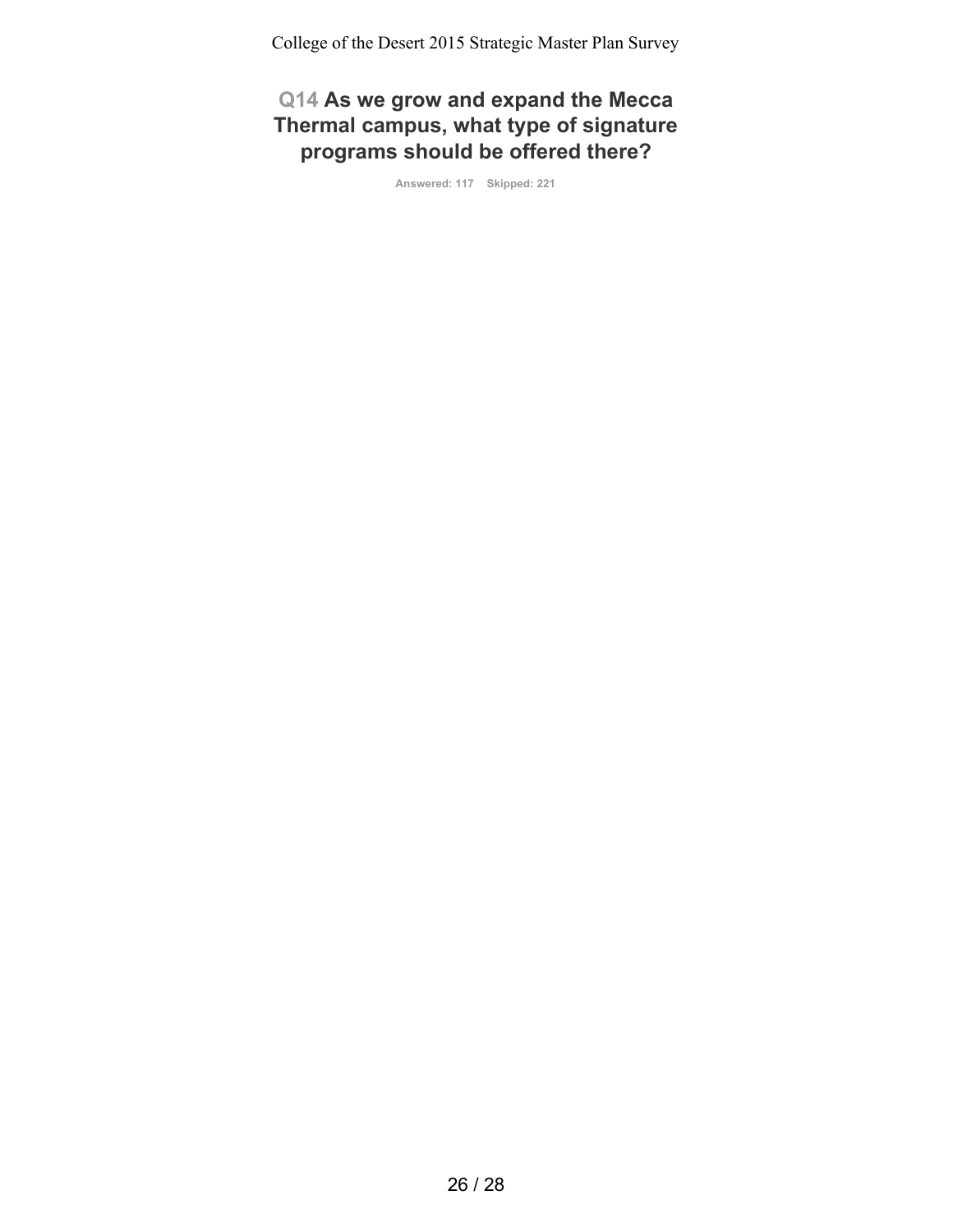## Q14 As we grow and expand the Mecca Thermal campus, what type of signature programs should be offered there?

Answered: 117 Skipped: 221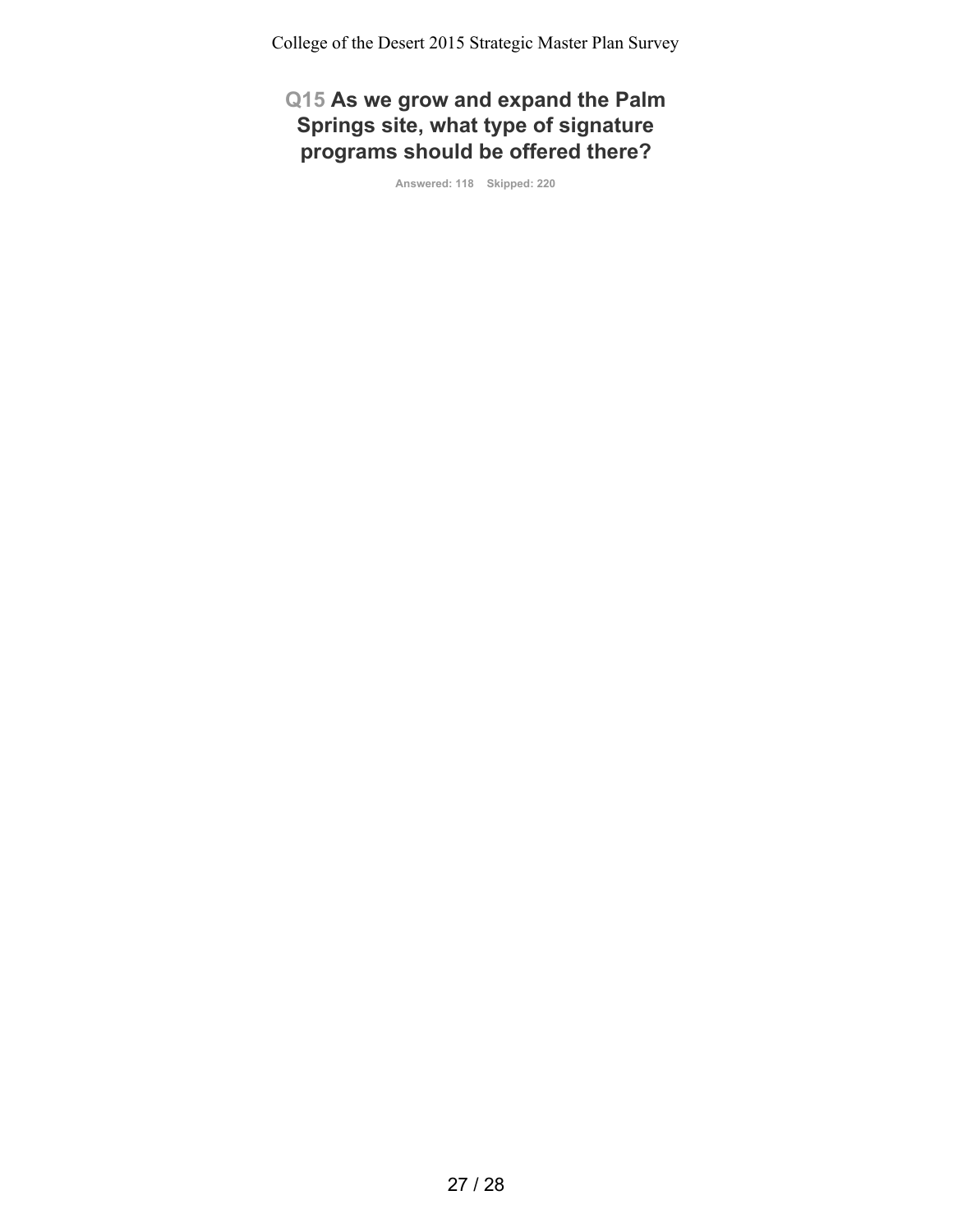## Q15 As we grow and expand the Palm Springs site, what type of signature programs should be offered there?

Answered: 118 Skipped: 220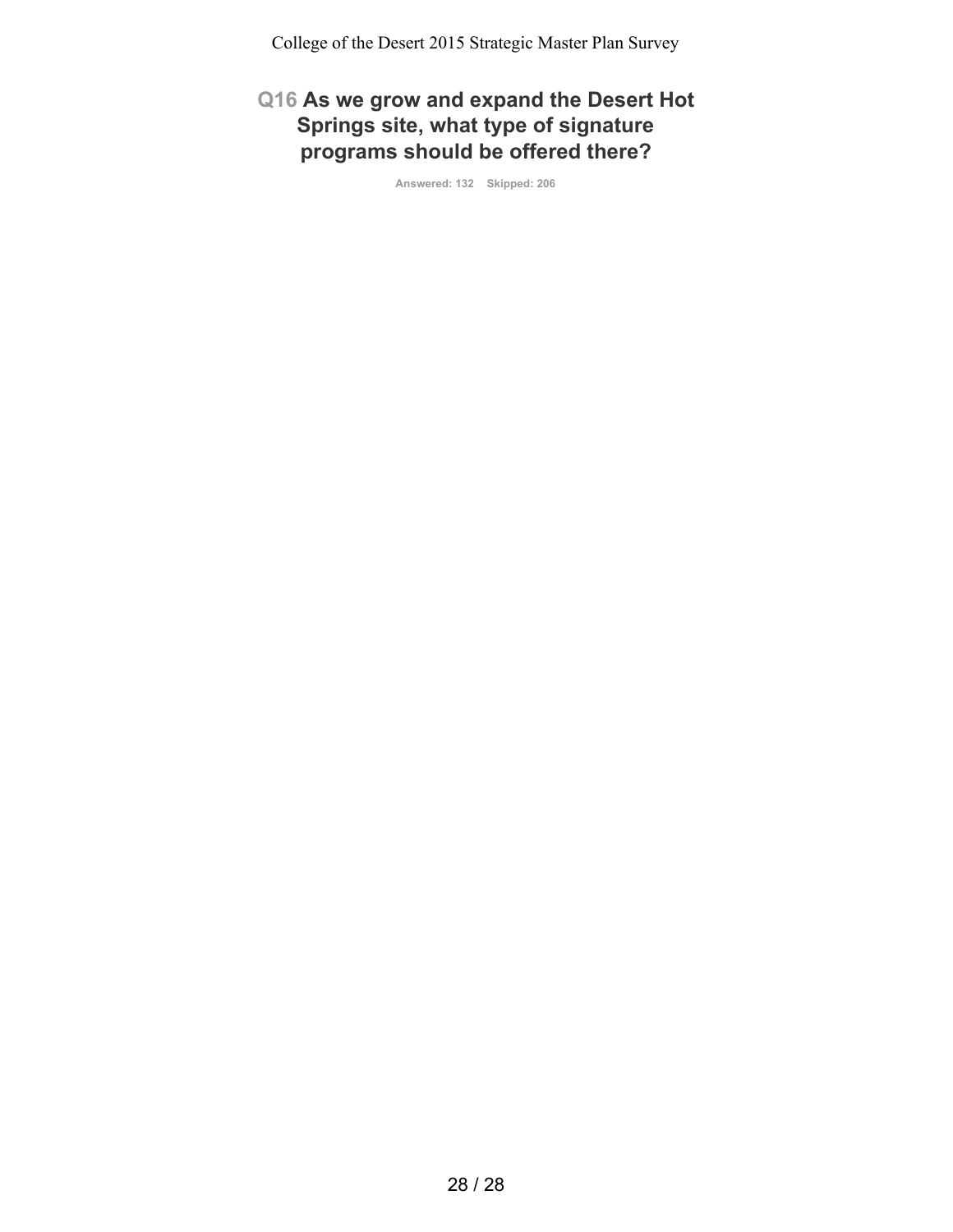## Q16 As we grow and expand the Desert Hot Springs site, what type of signature programs should be offered there?

Answered: 132 Skipped: 206